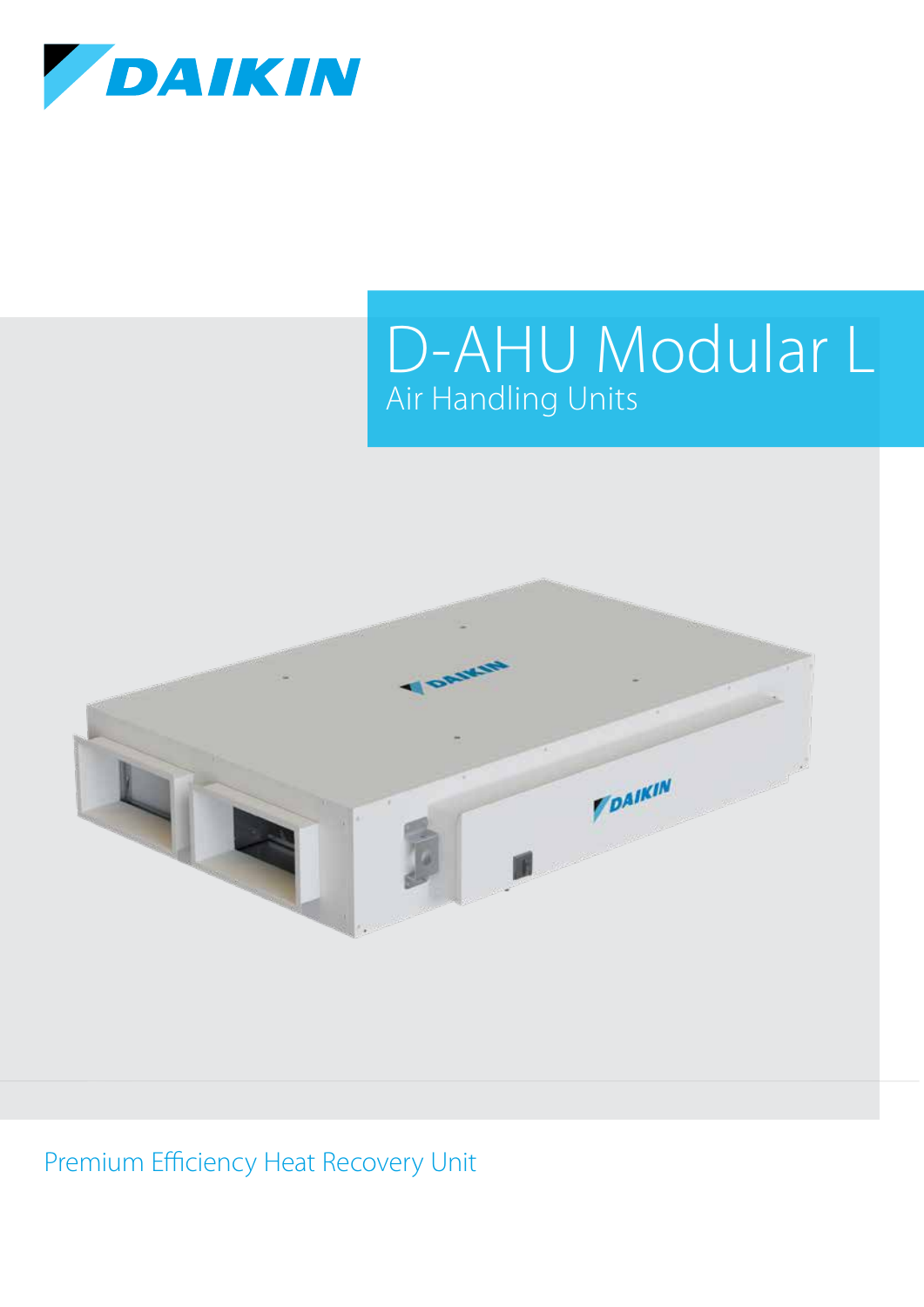DAIKIN

# D-AHU Modular L

## Air Handling Units

Premium Efficiency Heat Recovery Unit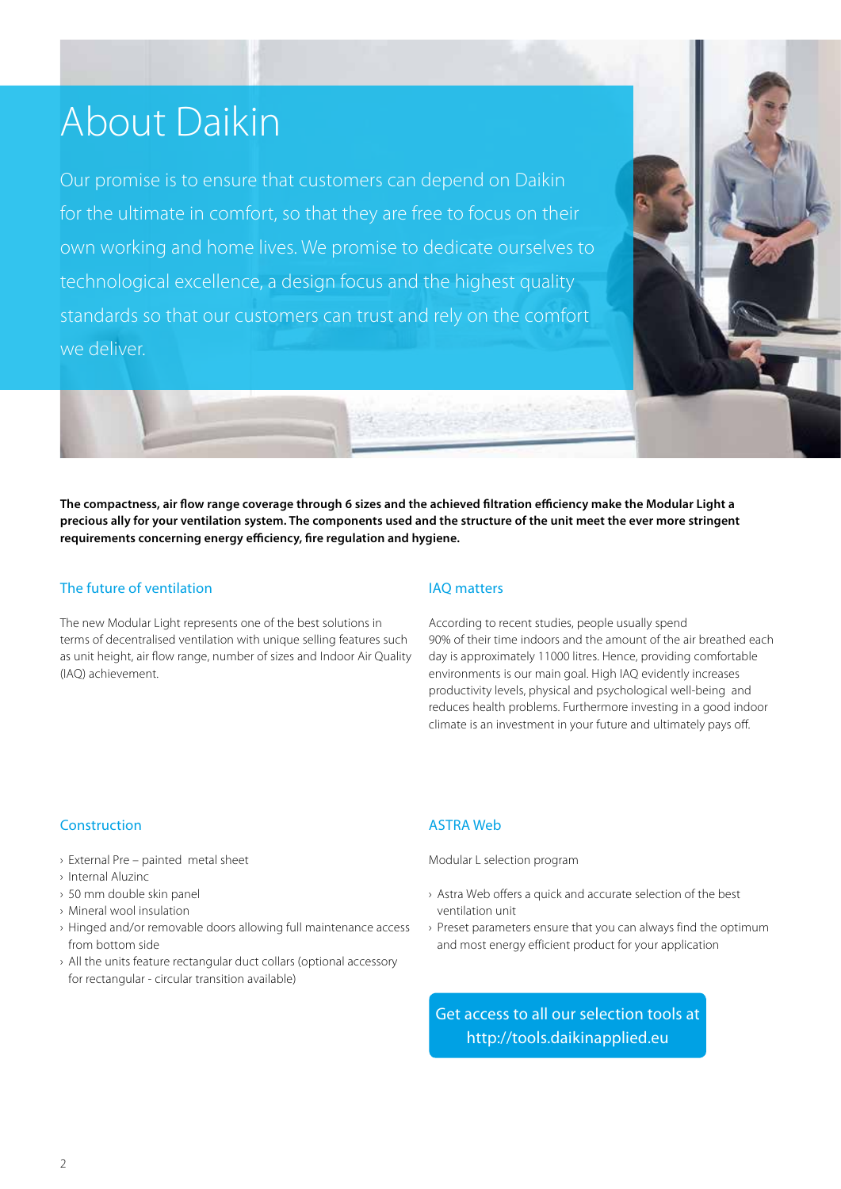# About Daikin

Our promise is to ensure that customers can depend on Daikin for the ultimate in comfort, so that they are free to focus on their own working and home lives. We promise to dedicate ourselves to technological excellence, a design focus and the highest quality standards so that our customers can trust and rely on the comfort we deliver.

**The compactness, air flow range coverage through 6 sizes and the achieved filtration efficiency make the Modular Light a precious ally for your ventilation system. The components used and the structure of the unit meet the ever more stringent requirements concerning energy efficiency, fire regulation and hygiene.**

## The future of ventilation

The new Modular Light represents one of the best solutions in terms of decentralised ventilation with unique selling features such as unit height, air flow range, number of sizes and Indoor Air Quality (IAQ) achievement.

## IAQ matters

According to recent studies, people usually spend 90% of their time indoors and the amount of the air breathed each day is approximately 11000 litres. Hence, providing comfortable environments is our main goal. High IAQ evidently increases productivity levels, physical and psychological well-being and reduces health problems. Furthermore investing in a good indoor climate is an investment in your future and ultimately pays off.

## Construction

- External Pre – painted metal sheet
- Internal Aluzinc
- 50 mm double skin panel
- Mineral wool insulation
- Hinged and/or removable doors allowing full maintenance access from bottom side
- All the units feature rectangular duct collars (optional accessory for rectangular - circular transition available)

## ASTRA Web

Modular L selection program

- Astra Web offers a quick and accurate selection of the best ventilation unit
- Preset parameters ensure that you can always find the optimum and most energy efficient product for your application

Get access to all our selection tools at http://tools.daikinapplied.eu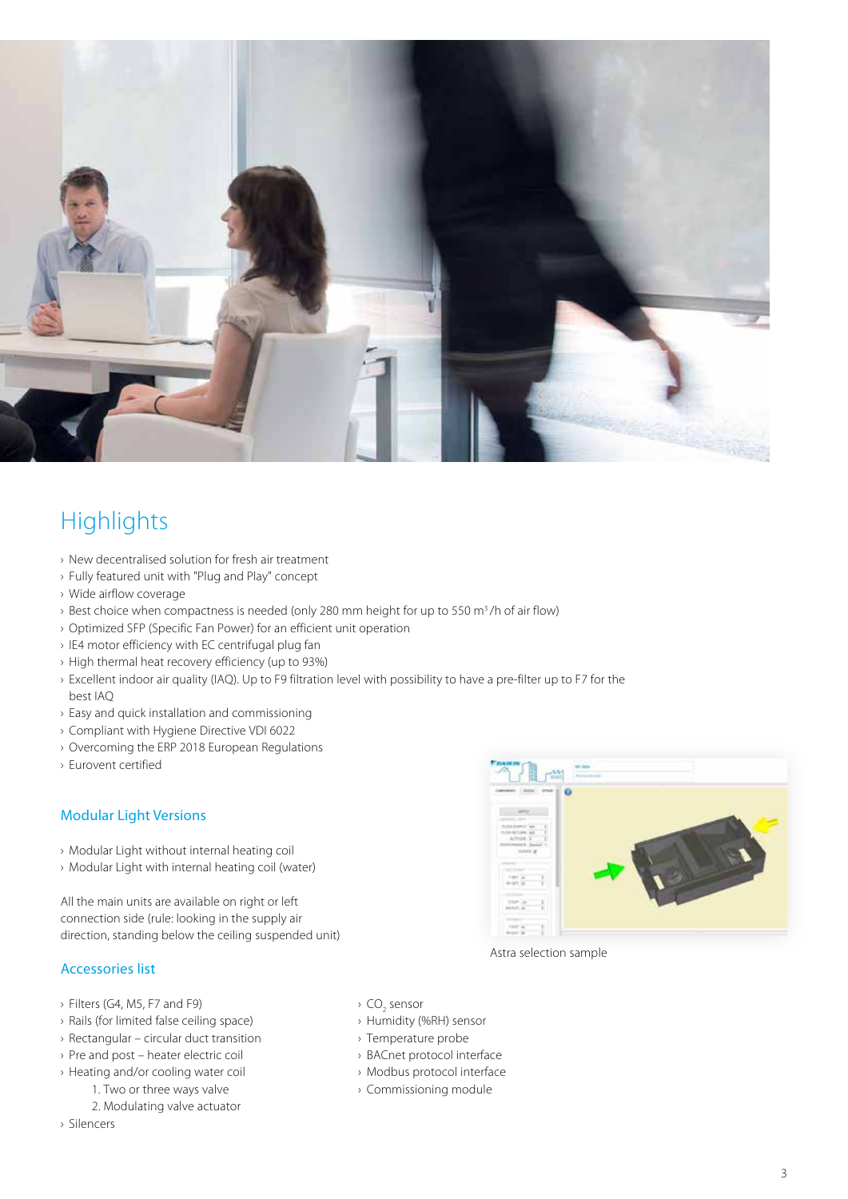# Highlights

- New decentralised solution for fresh air treatment
- Fully featured unit with "Plug and Play" concept
- Wide airflow coverage
- Best choice when compactness is needed (only 280 mm height for up to 550 $m^3$/h of air flow)
- Optimized SFP (Specific Fan Power) for an efficient unit operation
- IE4 motor efficiency with EC centrifugal plug fan
- High thermal heat recovery efficiency (up to 93%)
- Excellent indoor air quality (IAQ). Up to F9 filtration level with possibility to have a pre-filter up to F7 for the best IAQ
- Easy and quick installation and commissioning
- Compliant with Hygiene Directive VDI 6022
- Overcoming the ERP 2018 European Regulations
- Eurovent certified

## Modular Light Versions

- Modular Light without internal heating coil
- Modular Light with internal heating coil (water)

All the main units are available on right or left connection side (rule: looking in the supply air direction, standing below the ceiling suspended unit)

Astra selection sample

## Accessories list

- Filters (G4, M5, F7 and F9)
- Rails (for limited false ceiling space)
- Rectangular – circular duct transition
- Pre and post – heater electric coil
- Heating and/or cooling water coil
    1. Two or three ways valve
    2. Modulating valve actuator
- Silencers
- $CO_2$ sensor
- Humidity (%RH) sensor
- Temperature probe
- BACnet protocol interface
- Modbus protocol interface
- Commissioning module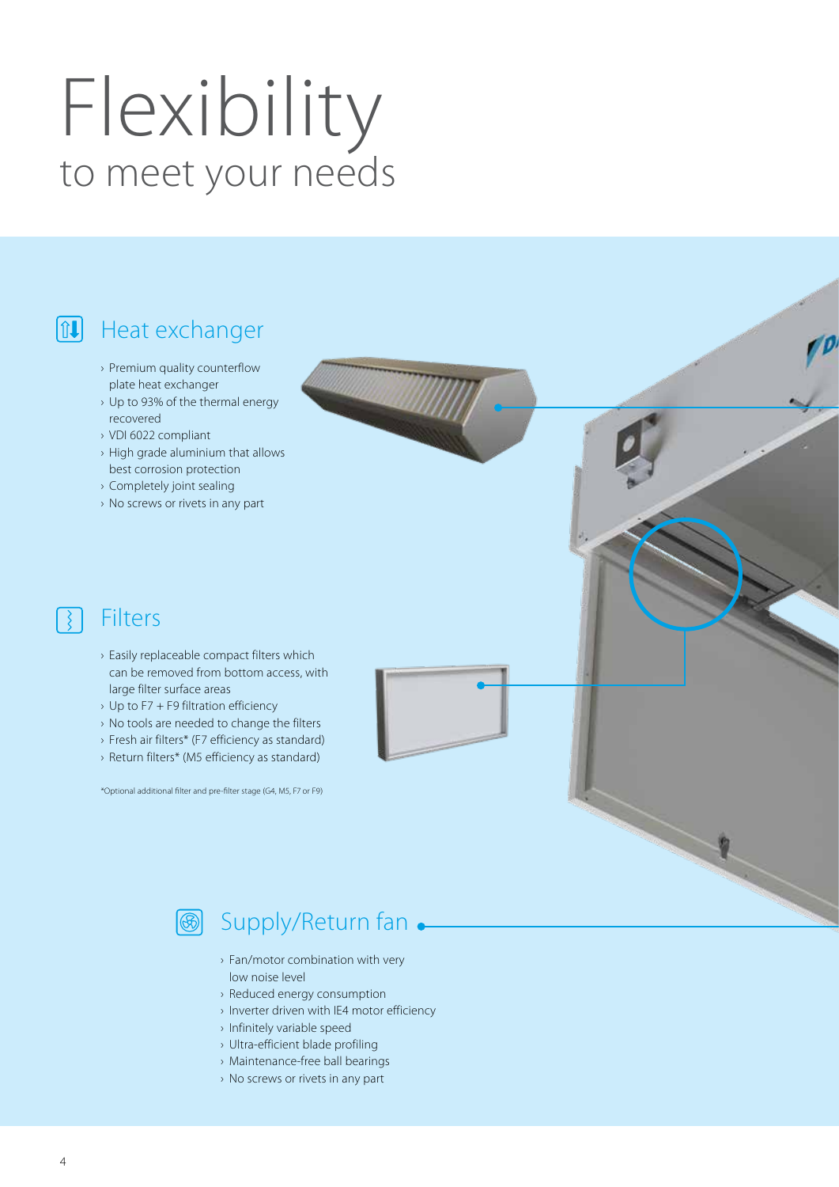# Flexibility

## to meet your needs

### Heat exchanger

- Premium quality counterflow plate heat exchanger
- Up to 93% of the thermal energy recovered
- VDI 6022 compliant
- High grade aluminium that allows best corrosion protection
- Completely joint sealing
- No screws or rivets in any part

### Filters

- Easily replaceable compact filters which can be removed from bottom access, with large filter surface areas
- Up to F7 + F9 filtration efficiency
- No tools are needed to change the filters
- Fresh air filters* (F7 efficiency as standard)
- Return filters* (M5 efficiency as standard)

*Optional additional filter and pre-filter stage (G4, M5, F7 or F9)

### Supply/Return fan

- Fan/motor combination with very low noise level
- Reduced energy consumption
- Inverter driven with IE4 motor efficiency
- Infinitely variable speed
- Ultra-efficient blade profiling
- Maintenance-free ball bearings
- No screws or rivets in any part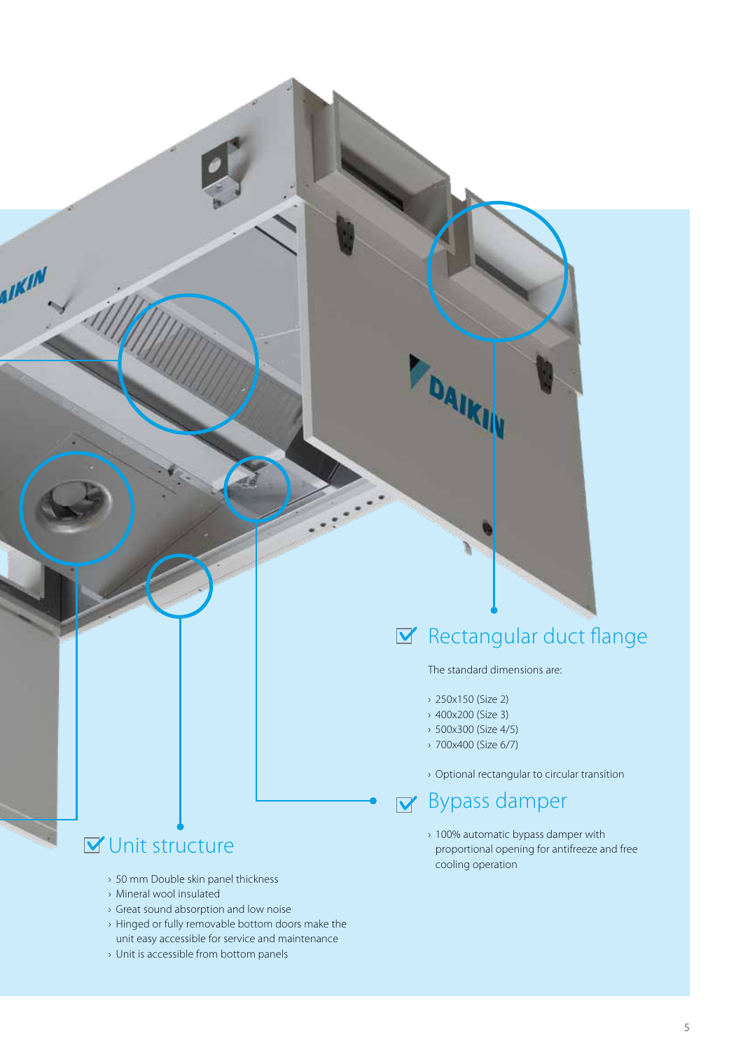## Rectangular duct flange

The standard dimensions are:

- 250x150 (Size 2)
- 400x200 (Size 3)
- 500x300 (Size 4/5)
- 700x400 (Size 6/7)

- Optional rectangular to circular transition

## Bypass damper

- 100% automatic bypass damper with proportional opening for antifreeze and free cooling operation

## Unit structure

- 50 mm Double skin panel thickness
- Mineral wool insulated
- Great sound absorption and low noise
- Hinged or fully removable bottom doors make the unit easy accessible for service and maintenance
- Unit is accessible from bottom panels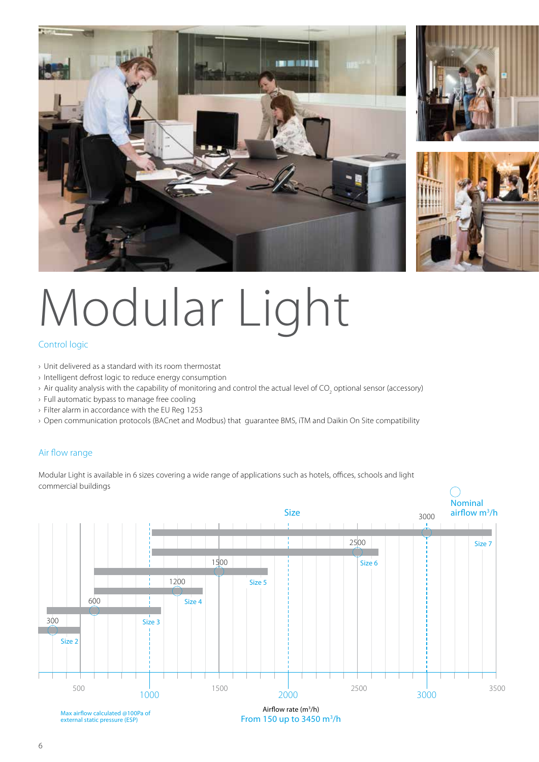# Modular Light

## Control logic

- Unit delivered as a standard with its room thermostat
- Intelligent defrost logic to reduce energy consumption
- Air quality analysis with the capability of monitoring and control the actual level of $CO_2$ optional sensor (accessory)
- Full automatic bypass to manage free cooling
- Filter alarm in accordance with the EU Reg 1253
- Open communication protocols (BACnet and Modbus) that guarantee BMS, iTM and Daikin On Site compatibility

## Air flow range

Modular Light is available in 6 sizes covering a wide range of applications such as hotels, offices, schools and light commercial buildings

| Size | Nominal airflow m³/h |
|---|---|
| Size 2 | 300 |
| Size 3 | 600 |
| Size 4 | 1200 |
| Size 5 | 1500 |
| Size 6 | 2500 |
| Size 7 | 3000 |

Airflow rate (m³/h)

From 150 up to 3450 m³/h

Max airflow calculated @100Pa of external static pressure (ESP)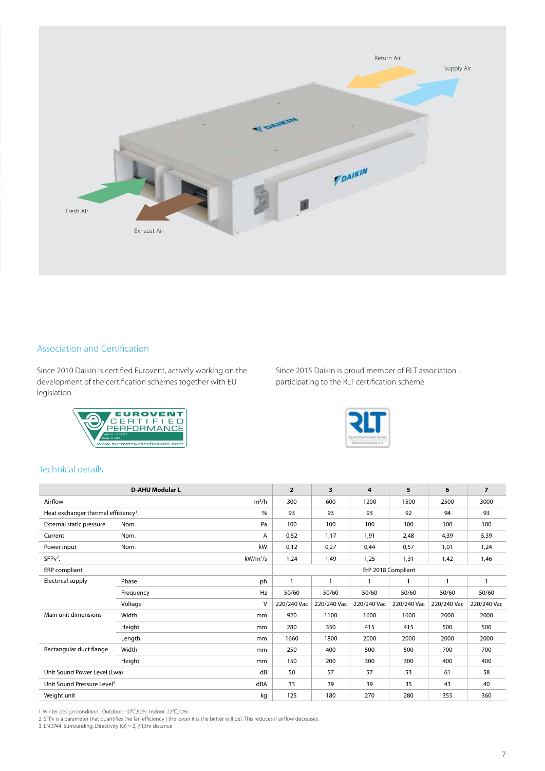Return Air

Supply Air

Fresh Air

Exhaust Air

## Association and Certification

Since 2010 Daikin is certified Eurovent, actively working on the development of the certification schemes together with EU legislation.

Since 2015 Daikin is proud member of RLT association , participating to the RLT certification scheme.

## Technical details

| D-AHU Modular L | | | 2 | 3 | 4 | 5 | 6 | 7 |
|---|---|---|---|---|---|---|---|---|
| Airflow | | m³/h | 300 | 600 | 1200 | 1500 | 2500 | 3000 |
| Heat exchanger thermal efficiency[1]. | | % | 93 | 93 | 93 | 92 | 94 | 93 |
| External static pressure | Nom. | Pa | 100 | 100 | 100 | 100 | 100 | 100 |
| Current | Nom. | A | 0,52 | 1,17 | 1,91 | 2,48 | 4,39 | 5,39 |
| Power input | Nom. | kW | 0,12 | 0,27 | 0,44 | 0,57 | 1,01 | 1,24 |
| SFPv[2]. | | kW/m³/s | 1,24 | 1,49 | 1,25 | 1,31 | 1,42 | 1,46 |
| ERP compliant | | | ErP 2018 Compliant | | | | | |
| Electrical supply | Phase | ph | 1 | 1 | 1 | 1 | 1 | 1 |
| | Frequency | Hz | 50/60 | 50/60 | 50/60 | 50/60 | 50/60 | 50/60 |
| | Voltage | V | 220/240 Vac | 220/240 Vac | 220/240 Vac | 220/240 Vac | 220/240 Vac | 220/240 Vac |
| Main unit dimensions | Width | mm | 920 | 1100 | 1600 | 1600 | 2000 | 2000 |
| | Height | mm | 280 | 350 | 415 | 415 | 500 | 500 |
| | Length | mm | 1660 | 1800 | 2000 | 2000 | 2000 | 2000 |
| Rectangular duct flange | Width | mm | 250 | 400 | 500 | 500 | 700 | 700 |
| | Height | mm | 150 | 200 | 300 | 300 | 400 | 400 |
| Unit Sound Power Level (Lwa) | | dB | 50 | 57 | 57 | 53 | 61 | 58 |
| Unit Sound Pressure Level[3]. | | dBA | 33 | 39 | 39 | 35 | 43 | 40 |
| Weight unit | | kg | 125 | 180 | 270 | 280 | 355 | 360 |

1. Winter design condition: Outdoor: -10°C,90% Indoor: 22°C,50%
2. SFPv is a parameter that quantifies the fan efficiency ( the lower it is the better will be). This reduces if airflow decreases.
3. EN 3744. Surrounding, Directivity (Q) = 2, @1,5m distance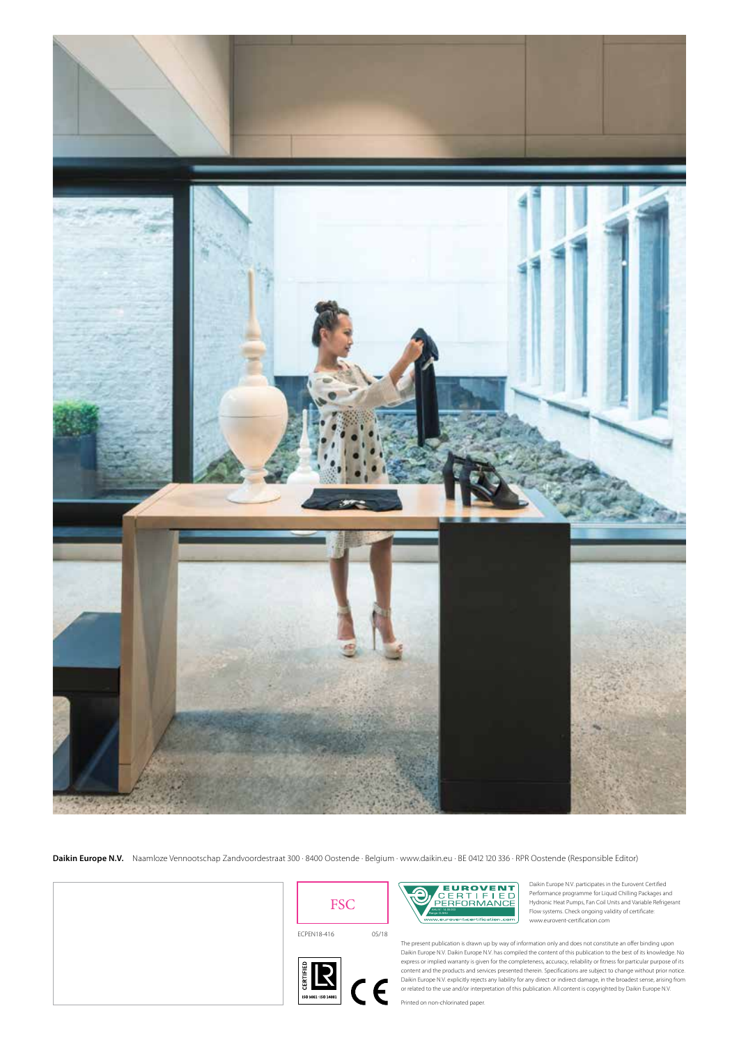**Daikin Europe N.V.** Naamloze Vennootschap Zandvoordestraat 300 · 8400 Oostende · Belgium · www.daikin.eu · BE 0412 120 336 · RPR Oostende (Responsible Editor)

FSC

ECPEN18-416 05/18

Daikin Europe N.V. participates in the Eurovent Certified Performance programme for Liquid Chilling Packages and Hydronic Heat Pumps, Fan Coil Units and Variable Refrigerant Flow systems. Check ongoing validity of certificate: www.eurovent-certification.com

The present publication is drawn up by way of information only and does not constitute an offer binding upon Daikin Europe N.V. Daikin Europe N.V. has compiled the content of this publication to the best of its knowledge. No express or implied warranty is given for the completeness, accuracy, reliability or fitness for particular purpose of its content and the products and services presented therein. Specifications are subject to change without prior notice. Daikin Europe N.V. explicitly rejects any liability for any direct or indirect damage, in the broadest sense, arising from or related to the use and/or interpretation of this publication. All content is copyrighted by Daikin Europe N.V.

Printed on non-chlorinated paper.